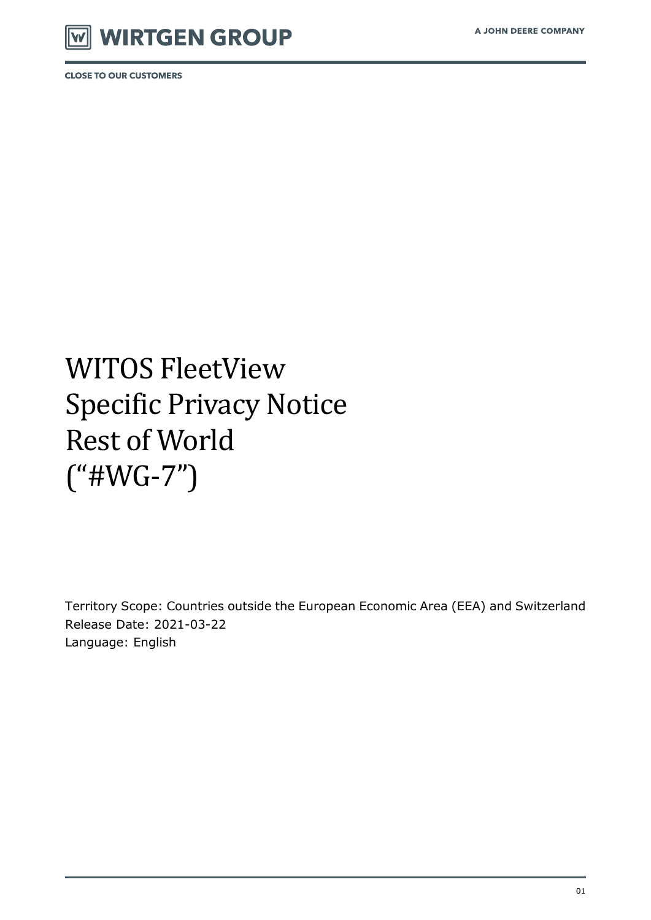WIRTGEN GROUP

A JOHN DEERE COMPANY

CLOSE TO OUR CUSTOMERS

# WITOS FleetView Specific Privacy Notice Rest of World (“#WG-7”)

Territory Scope: Countries outside the European Economic Area (EEA) and Switzerland
Release Date: 2021-03-22
Language: English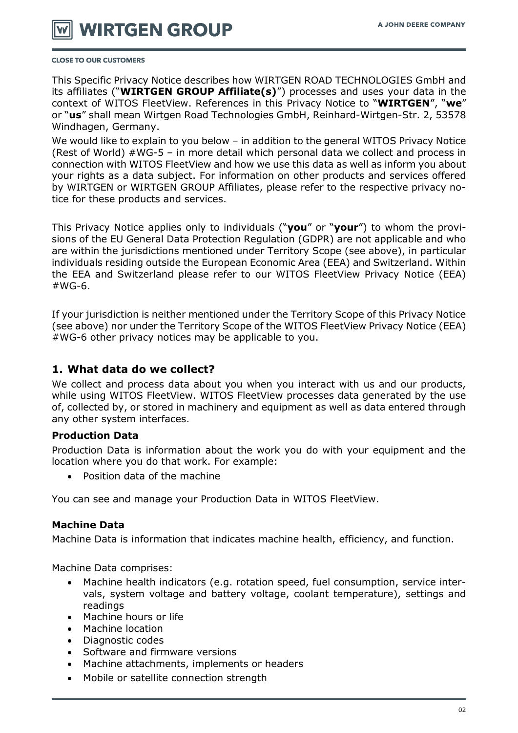This Specific Privacy Notice describes how WIRTGEN ROAD TECHNOLOGIES GmbH and its affiliates ("**WIRTGEN GROUP Affiliate(s)**") processes and uses your data in the context of WITOS FleetView. References in this Privacy Notice to "**WIRTGEN**", "**we**" or "**us**" shall mean Wirtgen Road Technologies GmbH, Reinhard-Wirtgen-Str. 2, 53578 Windhagen, Germany.

We would like to explain to you below – in addition to the general WITOS Privacy Notice (Rest of World) #WG-5 – in more detail which personal data we collect and process in connection with WITOS FleetView and how we use this data as well as inform you about your rights as a data subject. For information on other products and services offered by WIRTGEN or WIRTGEN GROUP Affiliates, please refer to the respective privacy notice for these products and services.

This Privacy Notice applies only to individuals ("**you**" or "**your**") to whom the provisions of the EU General Data Protection Regulation (GDPR) are not applicable and who are within the jurisdictions mentioned under Territory Scope (see above), in particular individuals residing outside the European Economic Area (EEA) and Switzerland. Within the EEA and Switzerland please refer to our WITOS FleetView Privacy Notice (EEA) #WG-6.

If your jurisdiction is neither mentioned under the Territory Scope of this Privacy Notice (see above) nor under the Territory Scope of the WITOS FleetView Privacy Notice (EEA) #WG-6 other privacy notices may be applicable to you.

## 1. What data do we collect?

We collect and process data about you when you interact with us and our products, while using WITOS FleetView. WITOS FleetView processes data generated by the use of, collected by, or stored in machinery and equipment as well as data entered through any other system interfaces.

### Production Data

Production Data is information about the work you do with your equipment and the location where you do that work. For example:

- Position data of the machine

You can see and manage your Production Data in WITOS FleetView.

### Machine Data

Machine Data is information that indicates machine health, efficiency, and function.

Machine Data comprises:

- Machine health indicators (e.g. rotation speed, fuel consumption, service intervals, system voltage and battery voltage, coolant temperature), settings and readings
- Machine hours or life
- Machine location
- Diagnostic codes
- Software and firmware versions
- Machine attachments, implements or headers
- Mobile or satellite connection strength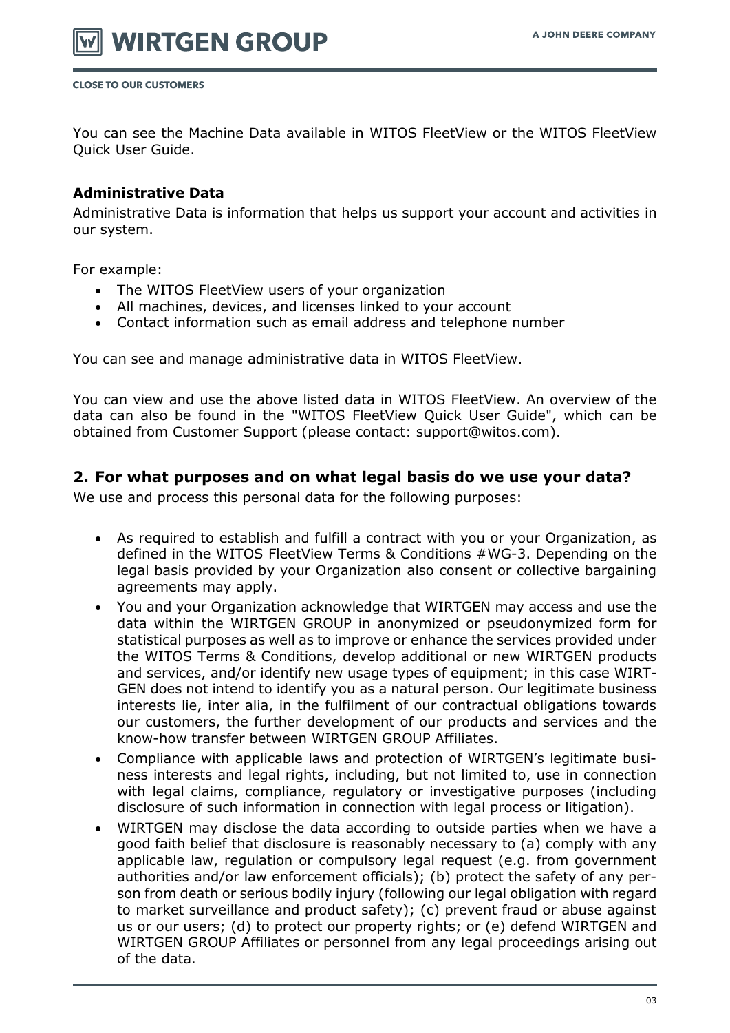You can see the Machine Data available in WITOS FleetView or the WITOS FleetView Quick User Guide.

**Administrative Data**

Administrative Data is information that helps us support your account and activities in our system.

For example:

- The WITOS FleetView users of your organization
- All machines, devices, and licenses linked to your account
- Contact information such as email address and telephone number

You can see and manage administrative data in WITOS FleetView.

You can view and use the above listed data in WITOS FleetView. An overview of the data can also be found in the "WITOS FleetView Quick User Guide", which can be obtained from Customer Support (please contact: support@witos.com).

## 2. For what purposes and on what legal basis do we use your data?

We use and process this personal data for the following purposes:

- As required to establish and fulfill a contract with you or your Organization, as defined in the WITOS FleetView Terms & Conditions #WG-3. Depending on the legal basis provided by your Organization also consent or collective bargaining agreements may apply.
- You and your Organization acknowledge that WIRTGEN may access and use the data within the WIRTGEN GROUP in anonymized or pseudonymized form for statistical purposes as well as to improve or enhance the services provided under the WITOS Terms & Conditions, develop additional or new WIRTGEN products and services, and/or identify new usage types of equipment; in this case WIRTGEN does not intend to identify you as a natural person. Our legitimate business interests lie, inter alia, in the fulfilment of our contractual obligations towards our customers, the further development of our products and services and the know-how transfer between WIRTGEN GROUP Affiliates.
- Compliance with applicable laws and protection of WIRTGEN's legitimate business interests and legal rights, including, but not limited to, use in connection with legal claims, compliance, regulatory or investigative purposes (including disclosure of such information in connection with legal process or litigation).
- WIRTGEN may disclose the data according to outside parties when we have a good faith belief that disclosure is reasonably necessary to (a) comply with any applicable law, regulation or compulsory legal request (e.g. from government authorities and/or law enforcement officials); (b) protect the safety of any person from death or serious bodily injury (following our legal obligation with regard to market surveillance and product safety); (c) prevent fraud or abuse against us or our users; (d) to protect our property rights; or (e) defend WIRTGEN and WIRTGEN GROUP Affiliates or personnel from any legal proceedings arising out of the data.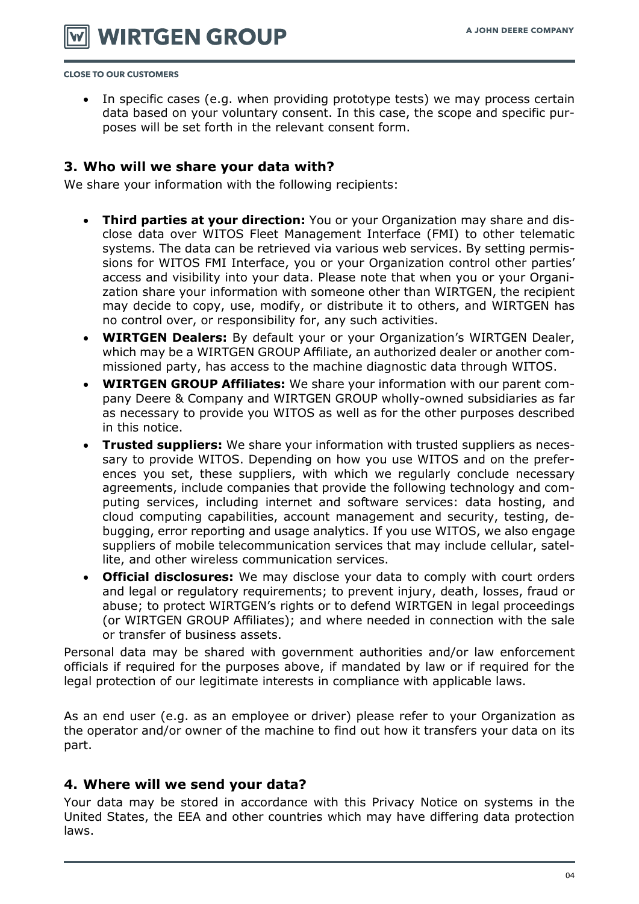- In specific cases (e.g. when providing prototype tests) we may process certain data based on your voluntary consent. In this case, the scope and specific purposes will be set forth in the relevant consent form.

## 3. Who will we share your data with?

We share your information with the following recipients:

- **Third parties at your direction:** You or your Organization may share and disclose data over WITOS Fleet Management Interface (FMI) to other telematic systems. The data can be retrieved via various web services. By setting permissions for WITOS FMI Interface, you or your Organization control other parties' access and visibility into your data. Please note that when you or your Organization share your information with someone other than WIRTGEN, the recipient may decide to copy, use, modify, or distribute it to others, and WIRTGEN has no control over, or responsibility for, any such activities.
- **WIRTGEN Dealers:** By default your or your Organization's WIRTGEN Dealer, which may be a WIRTGEN GROUP Affiliate, an authorized dealer or another commissioned party, has access to the machine diagnostic data through WITOS.
- **WIRTGEN GROUP Affiliates:** We share your information with our parent company Deere & Company and WIRTGEN GROUP wholly-owned subsidiaries as far as necessary to provide you WITOS as well as for the other purposes described in this notice.
- **Trusted suppliers:** We share your information with trusted suppliers as necessary to provide WITOS. Depending on how you use WITOS and on the preferences you set, these suppliers, with which we regularly conclude necessary agreements, include companies that provide the following technology and computing services, including internet and software services: data hosting, and cloud computing capabilities, account management and security, testing, debugging, error reporting and usage analytics. If you use WITOS, we also engage suppliers of mobile telecommunication services that may include cellular, satellite, and other wireless communication services.
- **Official disclosures:** We may disclose your data to comply with court orders and legal or regulatory requirements; to prevent injury, death, losses, fraud or abuse; to protect WIRTGEN's rights or to defend WIRTGEN in legal proceedings (or WIRTGEN GROUP Affiliates); and where needed in connection with the sale or transfer of business assets.

Personal data may be shared with government authorities and/or law enforcement officials if required for the purposes above, if mandated by law or if required for the legal protection of our legitimate interests in compliance with applicable laws.

As an end user (e.g. as an employee or driver) please refer to your Organization as the operator and/or owner of the machine to find out how it transfers your data on its part.

## 4. Where will we send your data?

Your data may be stored in accordance with this Privacy Notice on systems in the United States, the EEA and other countries which may have differing data protection laws.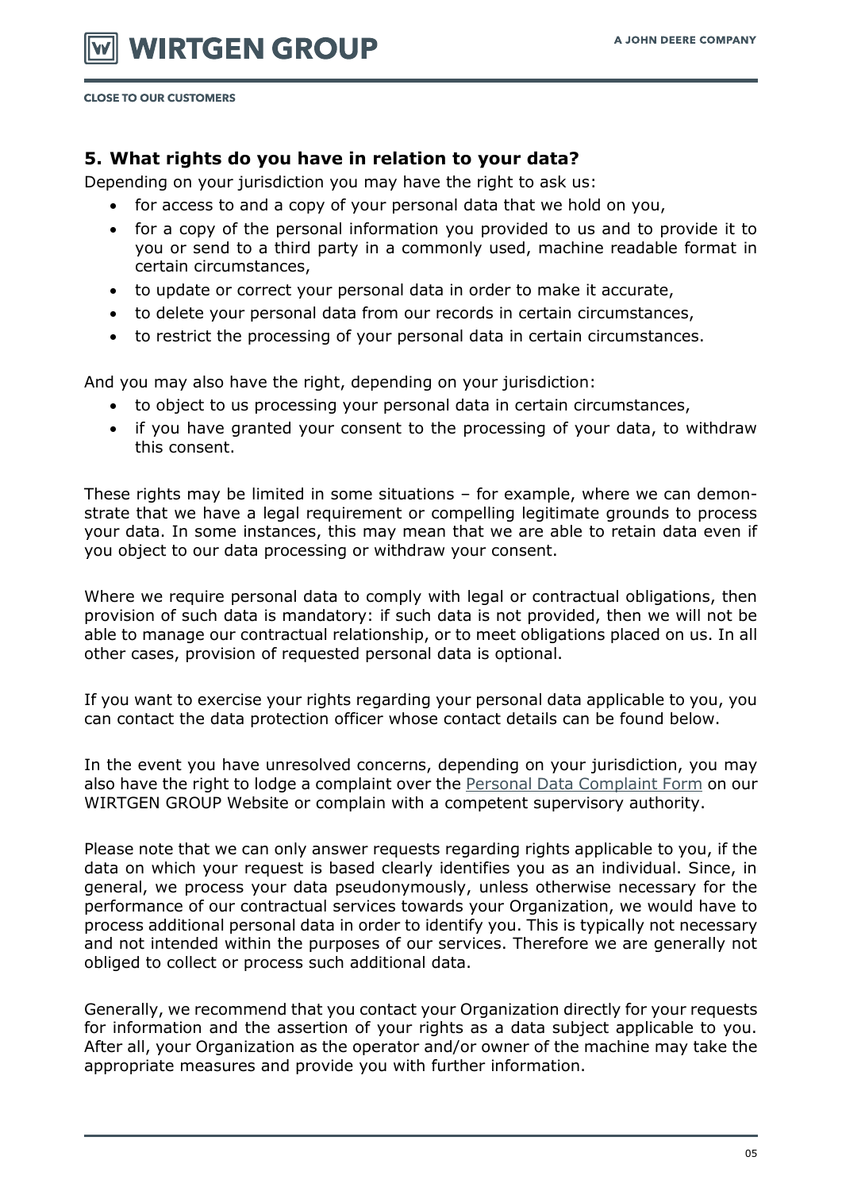## 5. What rights do you have in relation to your data?

Depending on your jurisdiction you may have the right to ask us:

- for access to and a copy of your personal data that we hold on you,
- for a copy of the personal information you provided to us and to provide it to you or send to a third party in a commonly used, machine readable format in certain circumstances,
- to update or correct your personal data in order to make it accurate,
- to delete your personal data from our records in certain circumstances,
- to restrict the processing of your personal data in certain circumstances.

And you may also have the right, depending on your jurisdiction:

- to object to us processing your personal data in certain circumstances,
- if you have granted your consent to the processing of your data, to withdraw this consent.

These rights may be limited in some situations – for example, where we can demonstrate that we have a legal requirement or compelling legitimate grounds to process your data. In some instances, this may mean that we are able to retain data even if you object to our data processing or withdraw your consent.

Where we require personal data to comply with legal or contractual obligations, then provision of such data is mandatory: if such data is not provided, then we will not be able to manage our contractual relationship, or to meet obligations placed on us. In all other cases, provision of requested personal data is optional.

If you want to exercise your rights regarding your personal data applicable to you, you can contact the data protection officer whose contact details can be found below.

In the event you have unresolved concerns, depending on your jurisdiction, you may also have the right to lodge a complaint over the Personal Data Complaint Form on our WIRTGEN GROUP Website or complain with a competent supervisory authority.

Please note that we can only answer requests regarding rights applicable to you, if the data on which your request is based clearly identifies you as an individual. Since, in general, we process your data pseudonymously, unless otherwise necessary for the performance of our contractual services towards your Organization, we would have to process additional personal data in order to identify you. This is typically not necessary and not intended within the purposes of our services. Therefore we are generally not obliged to collect or process such additional data.

Generally, we recommend that you contact your Organization directly for your requests for information and the assertion of your rights as a data subject applicable to you. After all, your Organization as the operator and/or owner of the machine may take the appropriate measures and provide you with further information.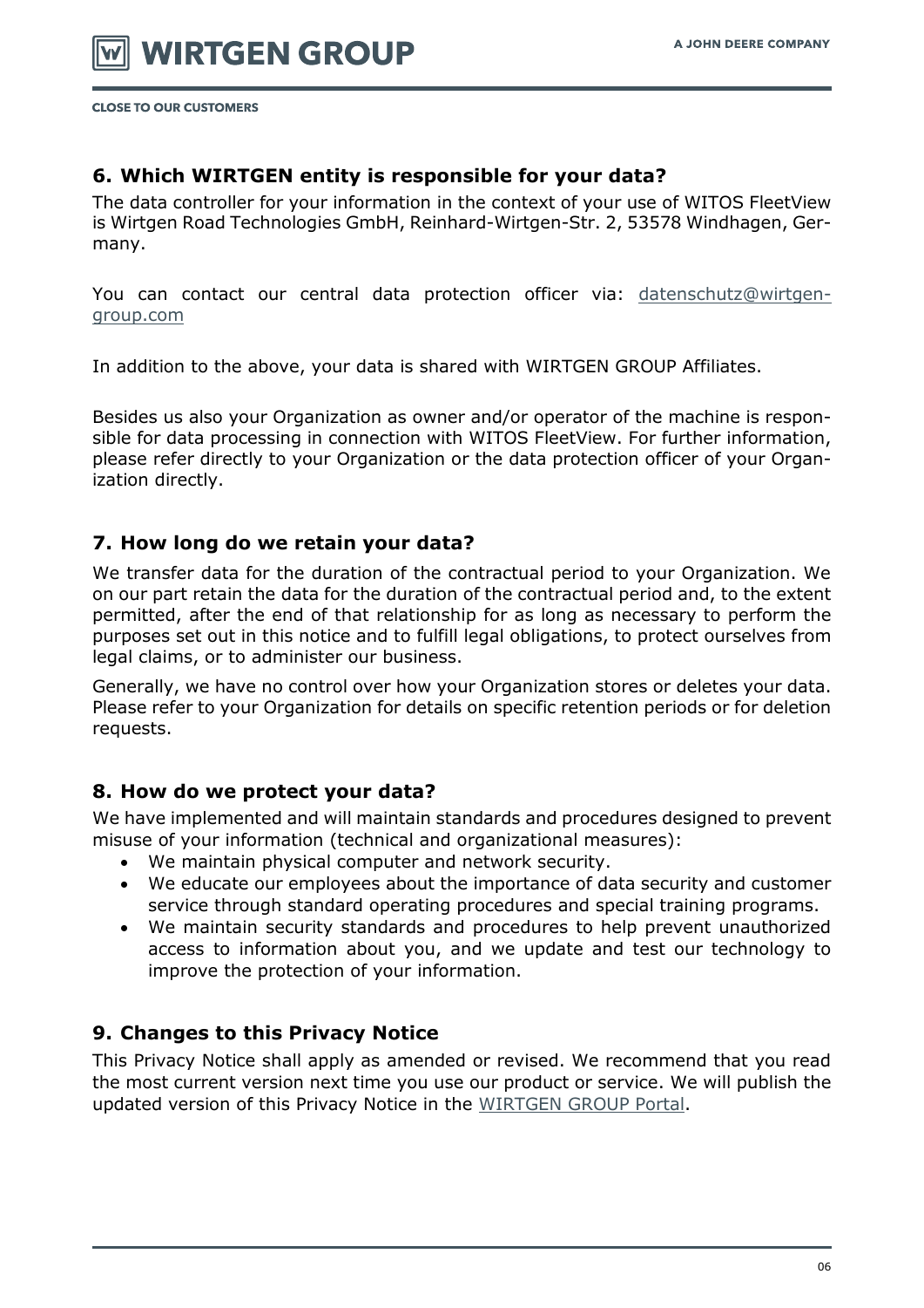## 6. Which WIRTGEN entity is responsible for your data?

The data controller for your information in the context of your use of WITOS FleetView is Wirtgen Road Technologies GmbH, Reinhard-Wirtgen-Str. 2, 53578 Windhagen, Germany.

You can contact our central data protection officer via: datenschutz@wirtgen-group.com

In addition to the above, your data is shared with WIRTGEN GROUP Affiliates.

Besides us also your Organization as owner and/or operator of the machine is responsible for data processing in connection with WITOS FleetView. For further information, please refer directly to your Organization or the data protection officer of your Organization directly.

## 7. How long do we retain your data?

We transfer data for the duration of the contractual period to your Organization. We on our part retain the data for the duration of the contractual period and, to the extent permitted, after the end of that relationship for as long as necessary to perform the purposes set out in this notice and to fulfill legal obligations, to protect ourselves from legal claims, or to administer our business.

Generally, we have no control over how your Organization stores or deletes your data. Please refer to your Organization for details on specific retention periods or for deletion requests.

## 8. How do we protect your data?

We have implemented and will maintain standards and procedures designed to prevent misuse of your information (technical and organizational measures):

- We maintain physical computer and network security.
- We educate our employees about the importance of data security and customer service through standard operating procedures and special training programs.
- We maintain security standards and procedures to help prevent unauthorized access to information about you, and we update and test our technology to improve the protection of your information.

## 9. Changes to this Privacy Notice

This Privacy Notice shall apply as amended or revised. We recommend that you read the most current version next time you use our product or service. We will publish the updated version of this Privacy Notice in the WIRTGEN GROUP Portal.